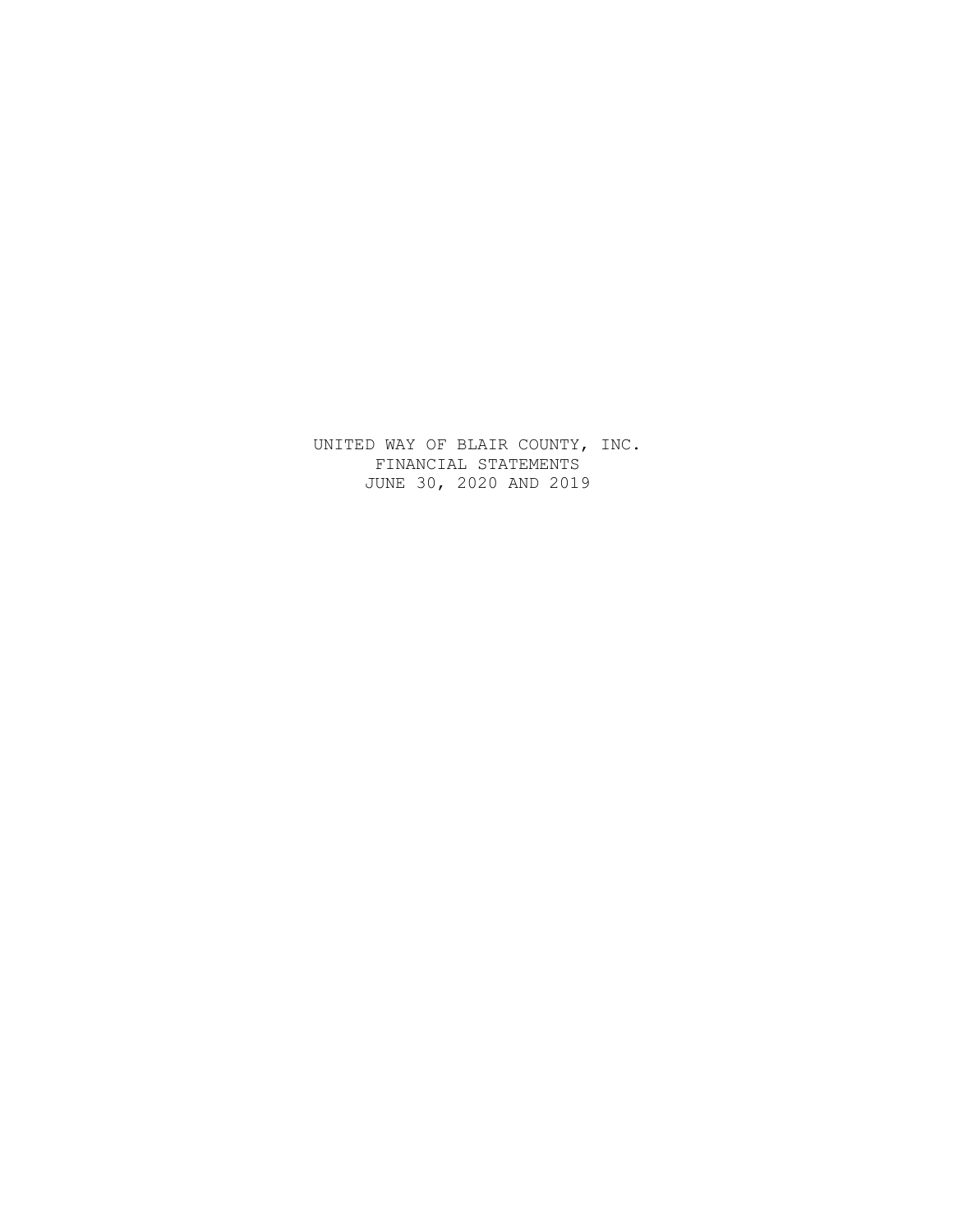# UNITED WAY OF BLAIR COUNTY, INC.

FINANCIAL STATEMENTS

JUNE 30, 2020 AND 2019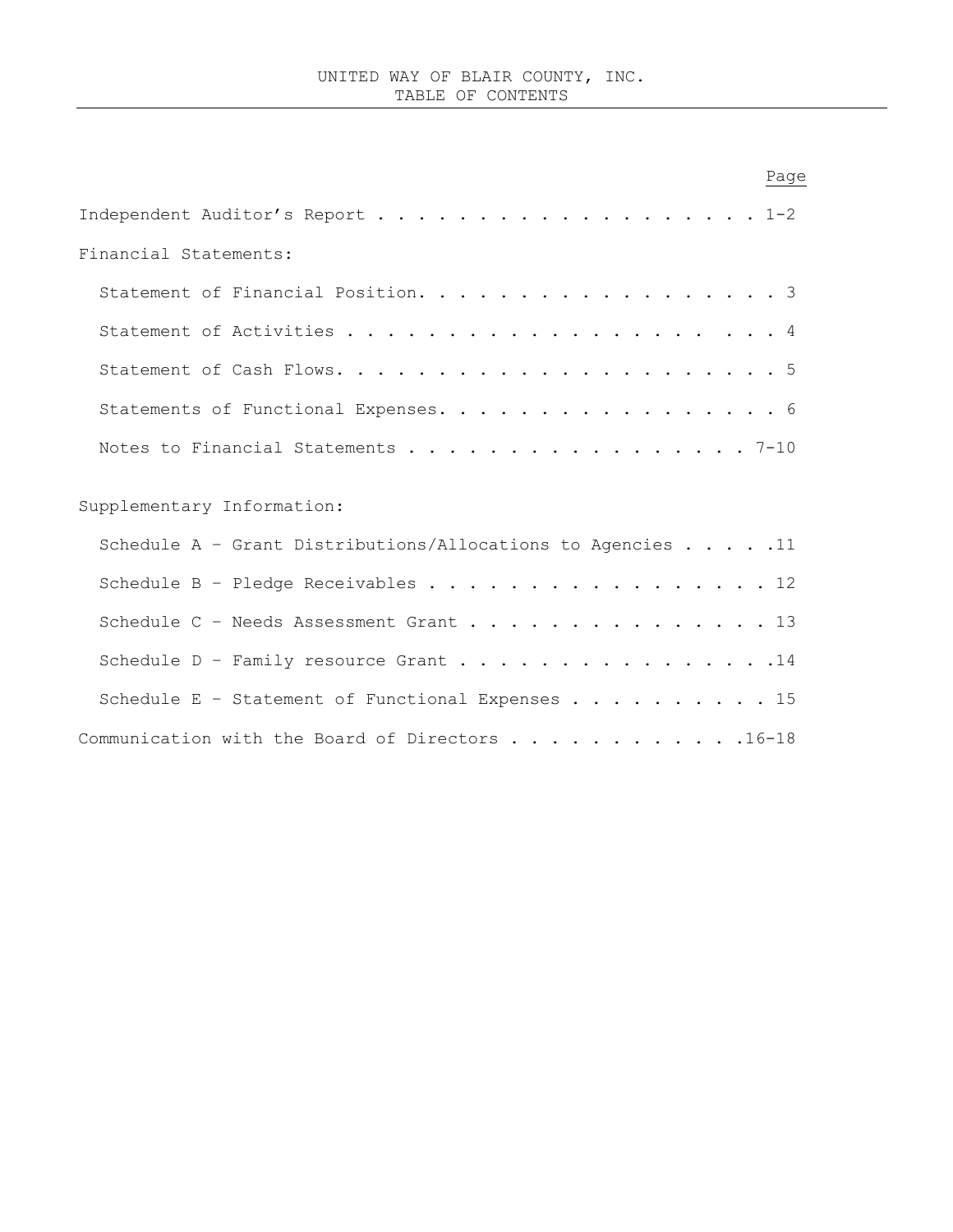# UNITED WAY OF BLAIR COUNTY, INC.
## TABLE OF CONTENTS

| | Page |
|---|---|
| Independent Auditor's Report | 1-2 |
| Financial Statements: | |
| Statement of Financial Position | 3 |
| Statement of Activities | 4 |
| Statement of Cash Flows | 5 |
| Statements of Functional Expenses | 6 |
| Notes to Financial Statements | 7-10 |
| Supplementary Information: | |
| Schedule A – Grant Distributions/Allocations to Agencies | 11 |
| Schedule B – Pledge Receivables | 12 |
| Schedule C – Needs Assessment Grant | 13 |
| Schedule D – Family resource Grant | 14 |
| Schedule E – Statement of Functional Expenses | 15 |
| Communication with the Board of Directors | 16-18 |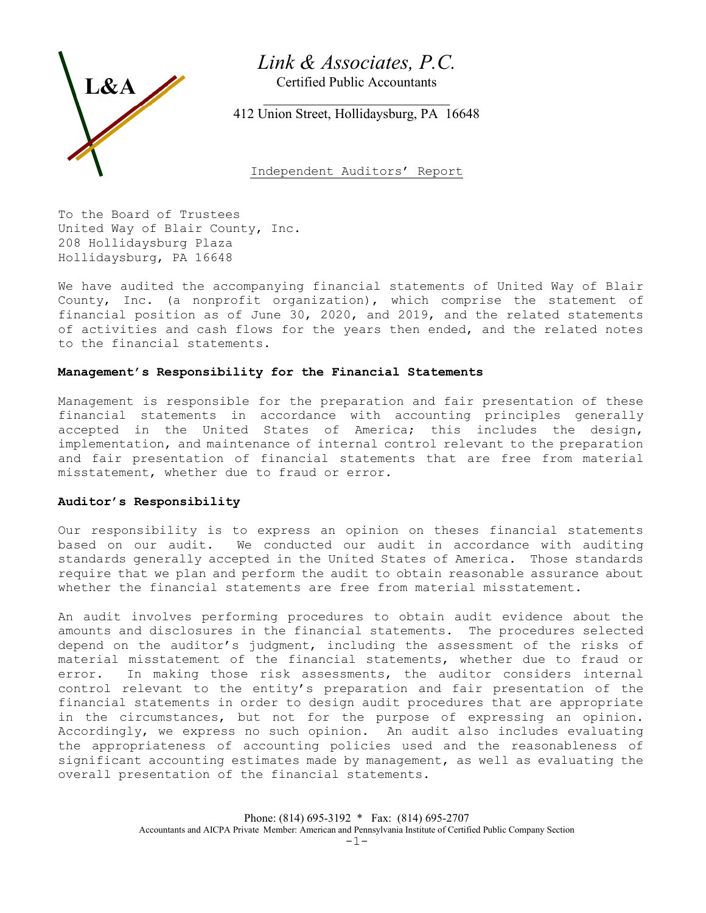# *Link & Associates, P.C.*

Certified Public Accountants

412 Union Street, Hollidaysburg, PA 16648

Independent Auditors' Report

To the Board of Trustees
United Way of Blair County, Inc.
208 Hollidaysburg Plaza
Hollidaysburg, PA 16648

We have audited the accompanying financial statements of United Way of Blair County, Inc. (a nonprofit organization), which comprise the statement of financial position as of June 30, 2020, and 2019, and the related statements of activities and cash flows for the years then ended, and the related notes to the financial statements.

**Management's Responsibility for the Financial Statements**

Management is responsible for the preparation and fair presentation of these financial statements in accordance with accounting principles generally accepted in the United States of America; this includes the design, implementation, and maintenance of internal control relevant to the preparation and fair presentation of financial statements that are free from material misstatement, whether due to fraud or error.

**Auditor's Responsibility**

Our responsibility is to express an opinion on theses financial statements based on our audit. We conducted our audit in accordance with auditing standards generally accepted in the United States of America. Those standards require that we plan and perform the audit to obtain reasonable assurance about whether the financial statements are free from material misstatement.

An audit involves performing procedures to obtain audit evidence about the amounts and disclosures in the financial statements. The procedures selected depend on the auditor's judgment, including the assessment of the risks of material misstatement of the financial statements, whether due to fraud or error. In making those risk assessments, the auditor considers internal control relevant to the entity's preparation and fair presentation of the financial statements in order to design audit procedures that are appropriate in the circumstances, but not for the purpose of expressing an opinion. Accordingly, we express no such opinion. An audit also includes evaluating the appropriateness of accounting policies used and the reasonableness of significant accounting estimates made by management, as well as evaluating the overall presentation of the financial statements.

Phone: (814) 695-3192 * Fax: (814) 695-2707
Accountants and AICPA Private Member: American and Pennsylvania Institute of Certified Public Company Section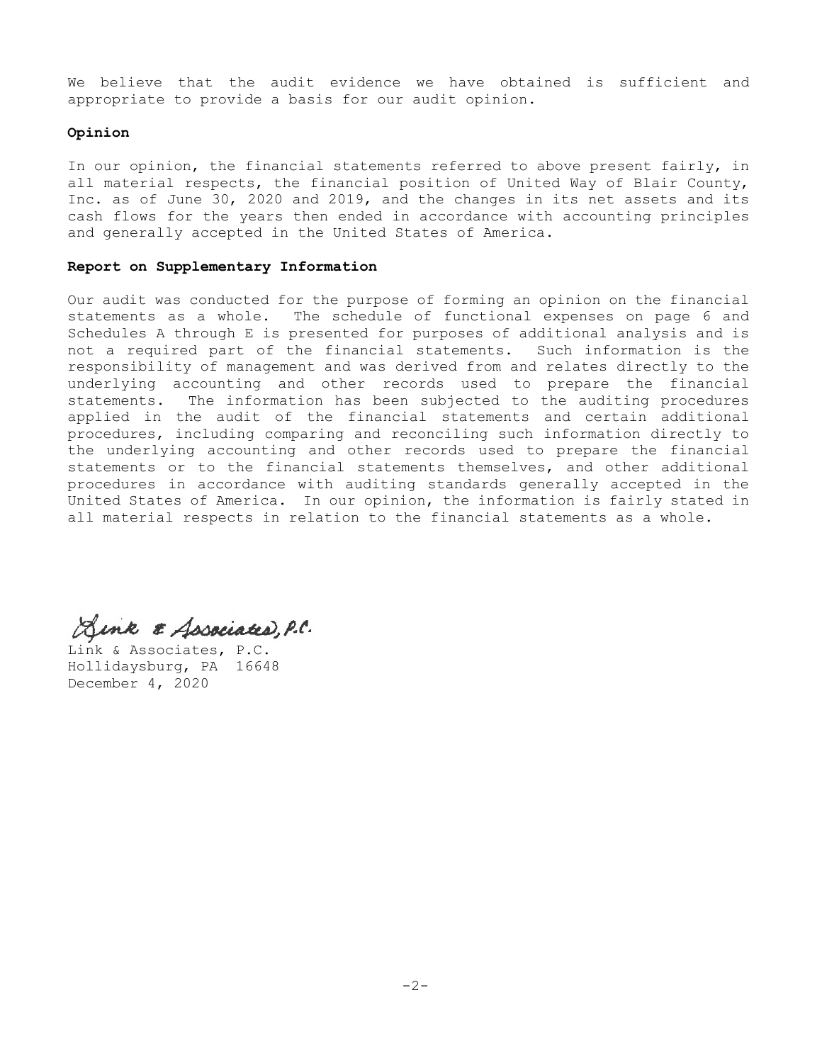We believe that the audit evidence we have obtained is sufficient and appropriate to provide a basis for our audit opinion.

**Opinion**

In our opinion, the financial statements referred to above present fairly, in all material respects, the financial position of United Way of Blair County, Inc. as of June 30, 2020 and 2019, and the changes in its net assets and its cash flows for the years then ended in accordance with accounting principles and generally accepted in the United States of America.

**Report on Supplementary Information**

Our audit was conducted for the purpose of forming an opinion on the financial statements as a whole. The schedule of functional expenses on page 6 and Schedules A through E is presented for purposes of additional analysis and is not a required part of the financial statements. Such information is the responsibility of management and was derived from and relates directly to the underlying accounting and other records used to prepare the financial statements. The information has been subjected to the auditing procedures applied in the audit of the financial statements and certain additional procedures, including comparing and reconciling such information directly to the underlying accounting and other records used to prepare the financial statements or to the financial statements themselves, and other additional procedures in accordance with auditing standards generally accepted in the United States of America. In our opinion, the information is fairly stated in all material respects in relation to the financial statements as a whole.

Link & Associates, P.C.

Link & Associates, P.C.
Hollidaysburg, PA 16648
December 4, 2020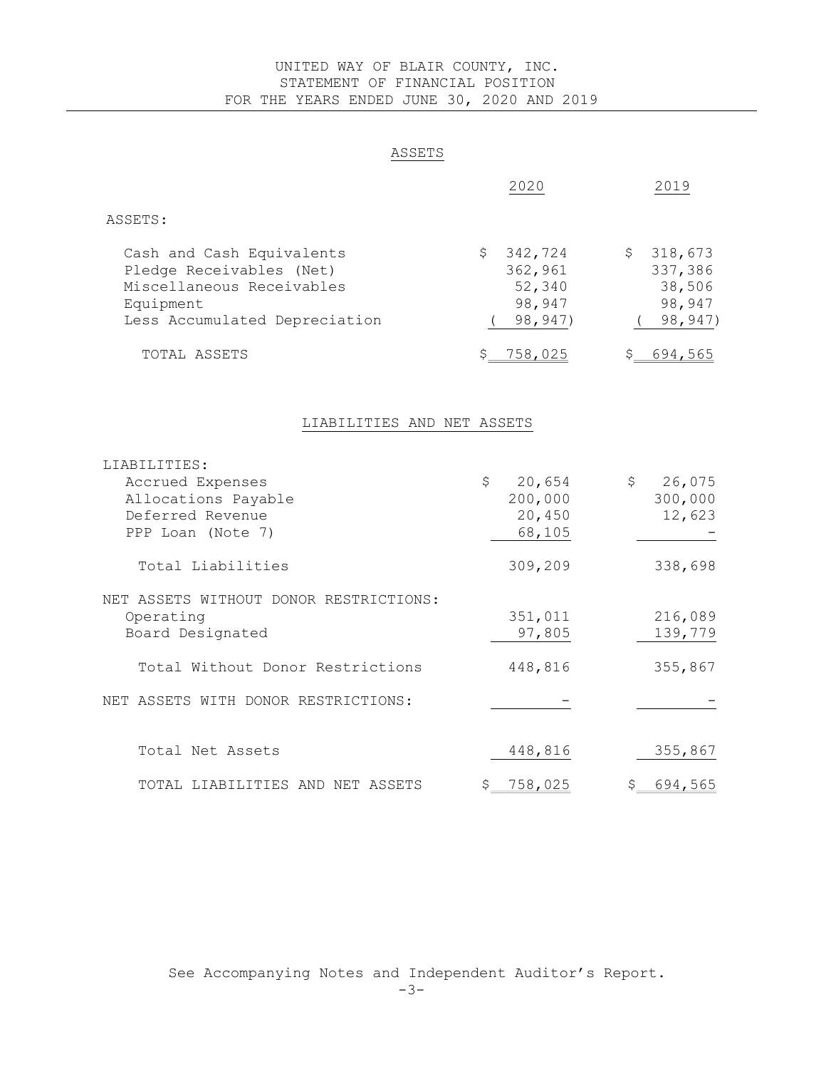# UNITED WAY OF BLAIR COUNTY, INC.
## STATEMENT OF FINANCIAL POSITION
## FOR THE YEARS ENDED JUNE 30, 2020 AND 2019

### ASSETS

| | 2020 | 2019 |
|---|---|---|
| ASSETS: | | |
| Cash and Cash Equivalents | $ 342,724 | $ 318,673 |
| Pledge Receivables (Net) | 362,961 | 337,386 |
| Miscellaneous Receivables | 52,340 | 38,506 |
| Equipment | 98,947 | 98,947 |
| Less Accumulated Depreciation | ( 98,947) | ( 98,947) |
| TOTAL ASSETS | $ 758,025 | $ 694,565 |

### LIABILITIES AND NET ASSETS

| | 2020 | 2019 |
|---|---|---|
| LIABILITIES: | | |
| Accrued Expenses | $ 20,654 | $ 26,075 |
| Allocations Payable | 200,000 | 300,000 |
| Deferred Revenue | 20,450 | 12,623 |
| PPP Loan (Note 7) | 68,105 | - |
| Total Liabilities | 309,209 | 338,698 |
| NET ASSETS WITHOUT DONOR RESTRICTIONS: | | |
| Operating | 351,011 | 216,089 |
| Board Designated | 97,805 | 139,779 |
| Total Without Donor Restrictions | 448,816 | 355,867 |
| NET ASSETS WITH DONOR RESTRICTIONS: | - | - |
| Total Net Assets | 448,816 | 355,867 |
| TOTAL LIABILITIES AND NET ASSETS | $ 758,025 | $ 694,565 |

See Accompanying Notes and Independent Auditor's Report.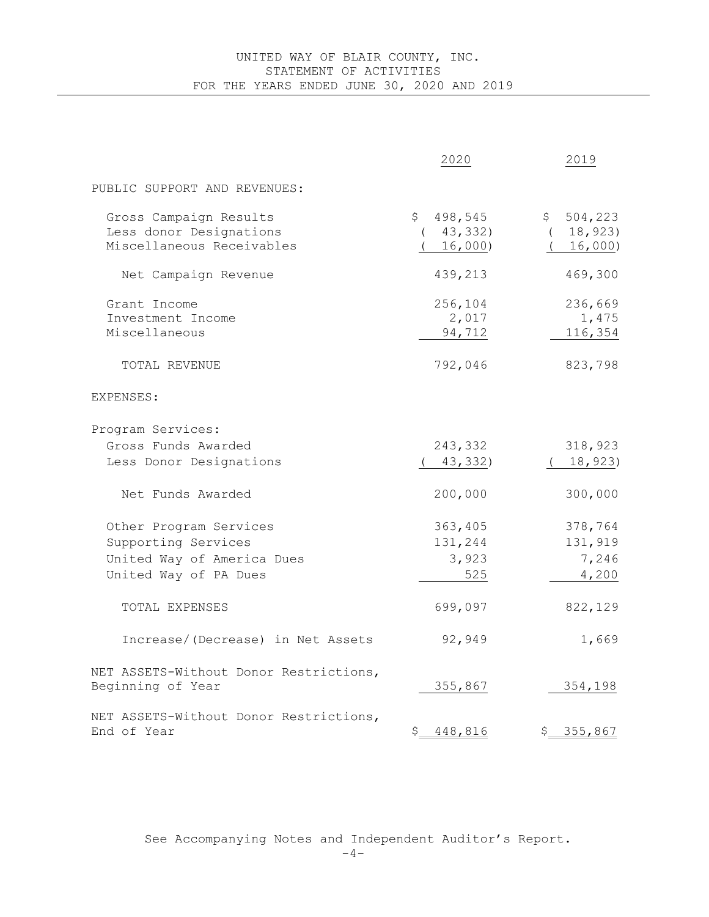# UNITED WAY OF BLAIR COUNTY, INC.
## STATEMENT OF ACTIVITIES
## FOR THE YEARS ENDED JUNE 30, 2020 AND 2019

| | 2020 | 2019 |
|---|---|---|
| PUBLIC SUPPORT AND REVENUES: | | |
| Gross Campaign Results | $ 498,545 | $ 504,223 |
| Less donor Designations | ( 43,332) | ( 18,923) |
| Miscellaneous Receivables | ( 16,000) | ( 16,000) |
| Net Campaign Revenue | 439,213 | 469,300 |
| Grant Income | 256,104 | 236,669 |
| Investment Income | 2,017 | 1,475 |
| Miscellaneous | 94,712 | 116,354 |
| TOTAL REVENUE | 792,046 | 823,798 |
| EXPENSES: | | |
| Program Services: | | |
| Gross Funds Awarded | 243,332 | 318,923 |
| Less Donor Designations | ( 43,332) | ( 18,923) |
| Net Funds Awarded | 200,000 | 300,000 |
| Other Program Services | 363,405 | 378,764 |
| Supporting Services | 131,244 | 131,919 |
| United Way of America Dues | 3,923 | 7,246 |
| United Way of PA Dues | 525 | 4,200 |
| TOTAL EXPENSES | 699,097 | 822,129 |
| Increase/(Decrease) in Net Assets | 92,949 | 1,669 |
| NET ASSETS-Without Donor Restrictions, Beginning of Year | 355,867 | 354,198 |
| NET ASSETS-Without Donor Restrictions, End of Year | $ 448,816 | $ 355,867 |

See Accompanying Notes and Independent Auditor's Report.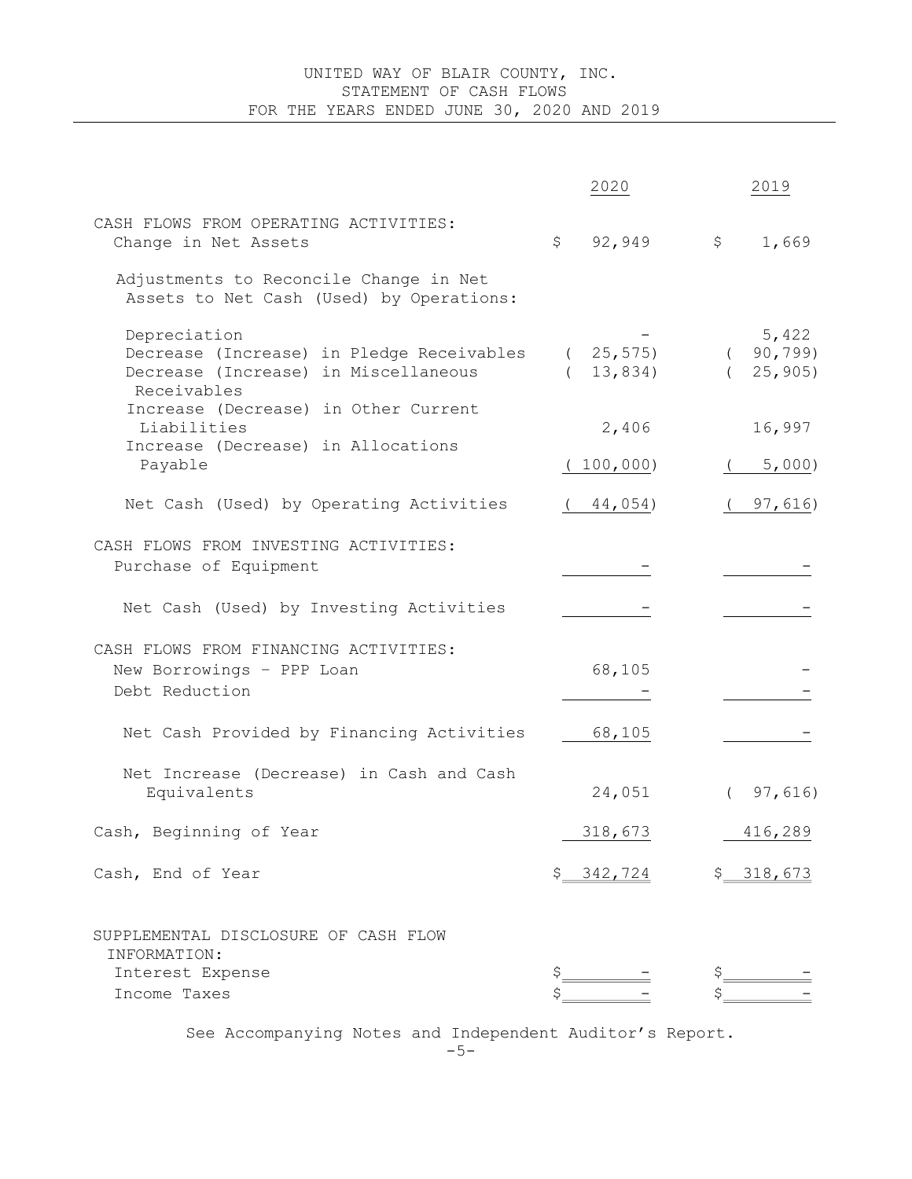# UNITED WAY OF BLAIR COUNTY, INC.
## STATEMENT OF CASH FLOWS
### FOR THE YEARS ENDED JUNE 30, 2020 AND 2019

| | 2020 | 2019 |
|---|---|---|
| CASH FLOWS FROM OPERATING ACTIVITIES: | | |
| Change in Net Assets | $ 92,949 | $ 1,669 |
| Adjustments to Reconcile Change in Net Assets to Net Cash (Used) by Operations: | | |
| Depreciation | - | 5,422 |
| Decrease (Increase) in Pledge Receivables | ( 25,575) | ( 90,799) |
| Decrease (Increase) in Miscellaneous Receivables | ( 13,834) | ( 25,905) |
| Increase (Decrease) in Other Current Liabilities | 2,406 | 16,997 |
| Increase (Decrease) in Allocations Payable | ( 100,000) | ( 5,000) |
| Net Cash (Used) by Operating Activities | ( 44,054) | ( 97,616) |
| CASH FLOWS FROM INVESTING ACTIVITIES: | | |
| Purchase of Equipment | - | - |
| Net Cash (Used) by Investing Activities | - | - |
| CASH FLOWS FROM FINANCING ACTIVITIES: | | |
| New Borrowings – PPP Loan | 68,105 | - |
| Debt Reduction | - | - |
| Net Cash Provided by Financing Activities | 68,105 | - |
| Net Increase (Decrease) in Cash and Cash Equivalents | 24,051 | ( 97,616) |
| Cash, Beginning of Year | 318,673 | 416,289 |
| Cash, End of Year | $ 342,724 | $ 318,673 |
| SUPPLEMENTAL DISCLOSURE OF CASH FLOW INFORMATION: | | |
| Interest Expense | $ - | $ - |
| Income Taxes | $ - | $ - |

See Accompanying Notes and Independent Auditor's Report.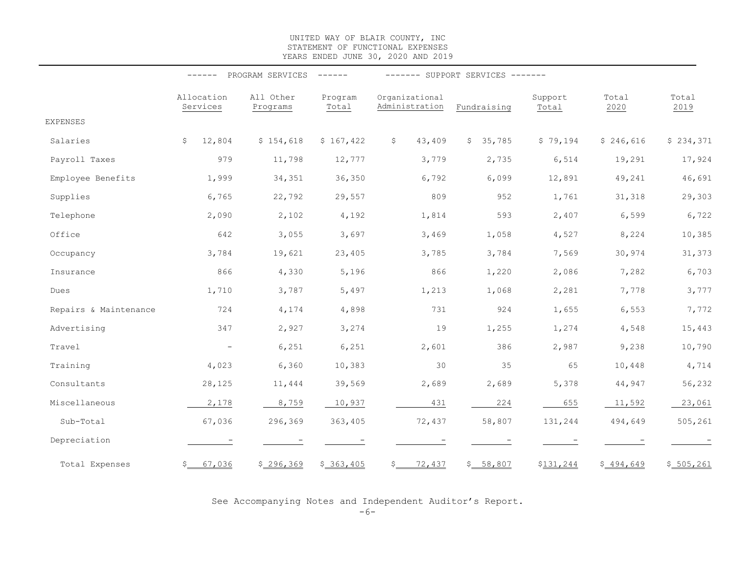# UNITED WAY OF BLAIR COUNTY, INC
## STATEMENT OF FUNCTIONAL EXPENSES
### YEARS ENDED JUNE 30, 2020 AND 2019

| | PROGRAM SERVICES | | | SUPPORT SERVICES | | | | |
|---|---|---|---|---|---|---|---|---|
| | Allocation Services | All Other Programs | Program Total | Organizational Administration | Fundraising | Support Total | Total 2020 | Total 2019 |
| EXPENSES | | | | | | | | |
| Salaries | $ 12,804 | $ 154,618 | $ 167,422 | $ 43,409 | $ 35,785 | $ 79,194 | $ 246,616 | $ 234,371 |
| Payroll Taxes | 979 | 11,798 | 12,777 | 3,779 | 2,735 | 6,514 | 19,291 | 17,924 |
| Employee Benefits | 1,999 | 34,351 | 36,350 | 6,792 | 6,099 | 12,891 | 49,241 | 46,691 |
| Supplies | 6,765 | 22,792 | 29,557 | 809 | 952 | 1,761 | 31,318 | 29,303 |
| Telephone | 2,090 | 2,102 | 4,192 | 1,814 | 593 | 2,407 | 6,599 | 6,722 |
| Office | 642 | 3,055 | 3,697 | 3,469 | 1,058 | 4,527 | 8,224 | 10,385 |
| Occupancy | 3,784 | 19,621 | 23,405 | 3,785 | 3,784 | 7,569 | 30,974 | 31,373 |
| Insurance | 866 | 4,330 | 5,196 | 866 | 1,220 | 2,086 | 7,282 | 6,703 |
| Dues | 1,710 | 3,787 | 5,497 | 1,213 | 1,068 | 2,281 | 7,778 | 3,777 |
| Repairs & Maintenance | 724 | 4,174 | 4,898 | 731 | 924 | 1,655 | 6,553 | 7,772 |
| Advertising | 347 | 2,927 | 3,274 | 19 | 1,255 | 1,274 | 4,548 | 15,443 |
| Travel | - | 6,251 | 6,251 | 2,601 | 386 | 2,987 | 9,238 | 10,790 |
| Training | 4,023 | 6,360 | 10,383 | 30 | 35 | 65 | 10,448 | 4,714 |
| Consultants | 28,125 | 11,444 | 39,569 | 2,689 | 2,689 | 5,378 | 44,947 | 56,232 |
| Miscellaneous | 2,178 | 8,759 | 10,937 | 431 | 224 | 655 | 11,592 | 23,061 |
| Sub-Total | 67,036 | 296,369 | 363,405 | 72,437 | 58,807 | 131,244 | 494,649 | 505,261 |
| Depreciation | - | - | - | - | - | - | - | - |
| Total Expenses | $ 67,036 | $ 296,369 | $ 363,405 | $ 72,437 | $ 58,807 | $131,244 | $ 494,649 | $ 505,261 |

See Accompanying Notes and Independent Auditor's Report.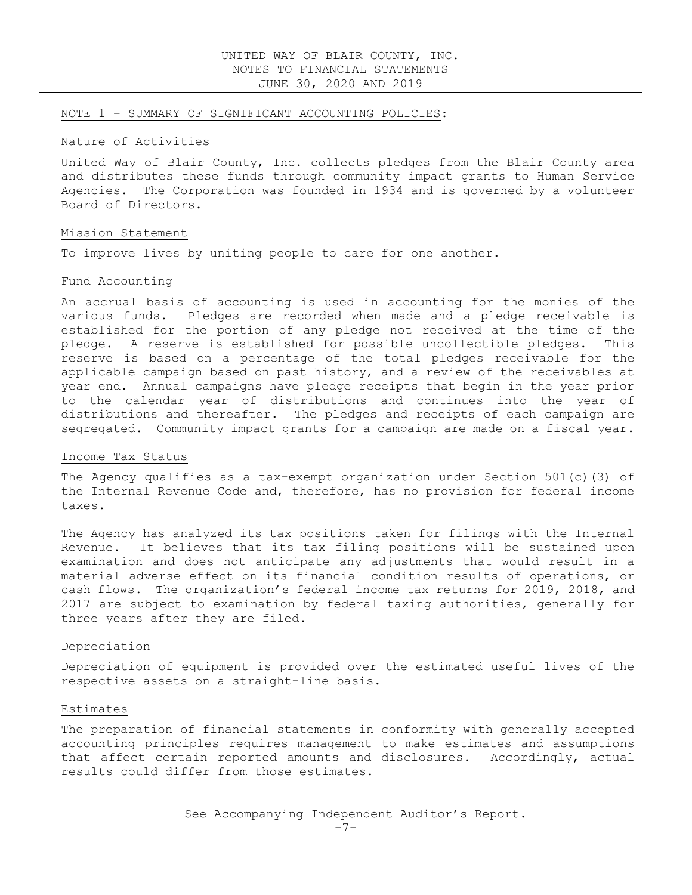## NOTE 1 – SUMMARY OF SIGNIFICANT ACCOUNTING POLICIES:

### Nature of Activities

United Way of Blair County, Inc. collects pledges from the Blair County area and distributes these funds through community impact grants to Human Service Agencies. The Corporation was founded in 1934 and is governed by a volunteer Board of Directors.

### Mission Statement

To improve lives by uniting people to care for one another.

### Fund Accounting

An accrual basis of accounting is used in accounting for the monies of the various funds. Pledges are recorded when made and a pledge receivable is established for the portion of any pledge not received at the time of the pledge. A reserve is established for possible uncollectible pledges. This reserve is based on a percentage of the total pledges receivable for the applicable campaign based on past history, and a review of the receivables at year end. Annual campaigns have pledge receipts that begin in the year prior to the calendar year of distributions and continues into the year of distributions and thereafter. The pledges and receipts of each campaign are segregated. Community impact grants for a campaign are made on a fiscal year.

### Income Tax Status

The Agency qualifies as a tax-exempt organization under Section 501(c)(3) of the Internal Revenue Code and, therefore, has no provision for federal income taxes.

The Agency has analyzed its tax positions taken for filings with the Internal Revenue. It believes that its tax filing positions will be sustained upon examination and does not anticipate any adjustments that would result in a material adverse effect on its financial condition results of operations, or cash flows. The organization's federal income tax returns for 2019, 2018, and 2017 are subject to examination by federal taxing authorities, generally for three years after they are filed.

### Depreciation

Depreciation of equipment is provided over the estimated useful lives of the respective assets on a straight-line basis.

### Estimates

The preparation of financial statements in conformity with generally accepted accounting principles requires management to make estimates and assumptions that affect certain reported amounts and disclosures. Accordingly, actual results could differ from those estimates.

See Accompanying Independent Auditor's Report.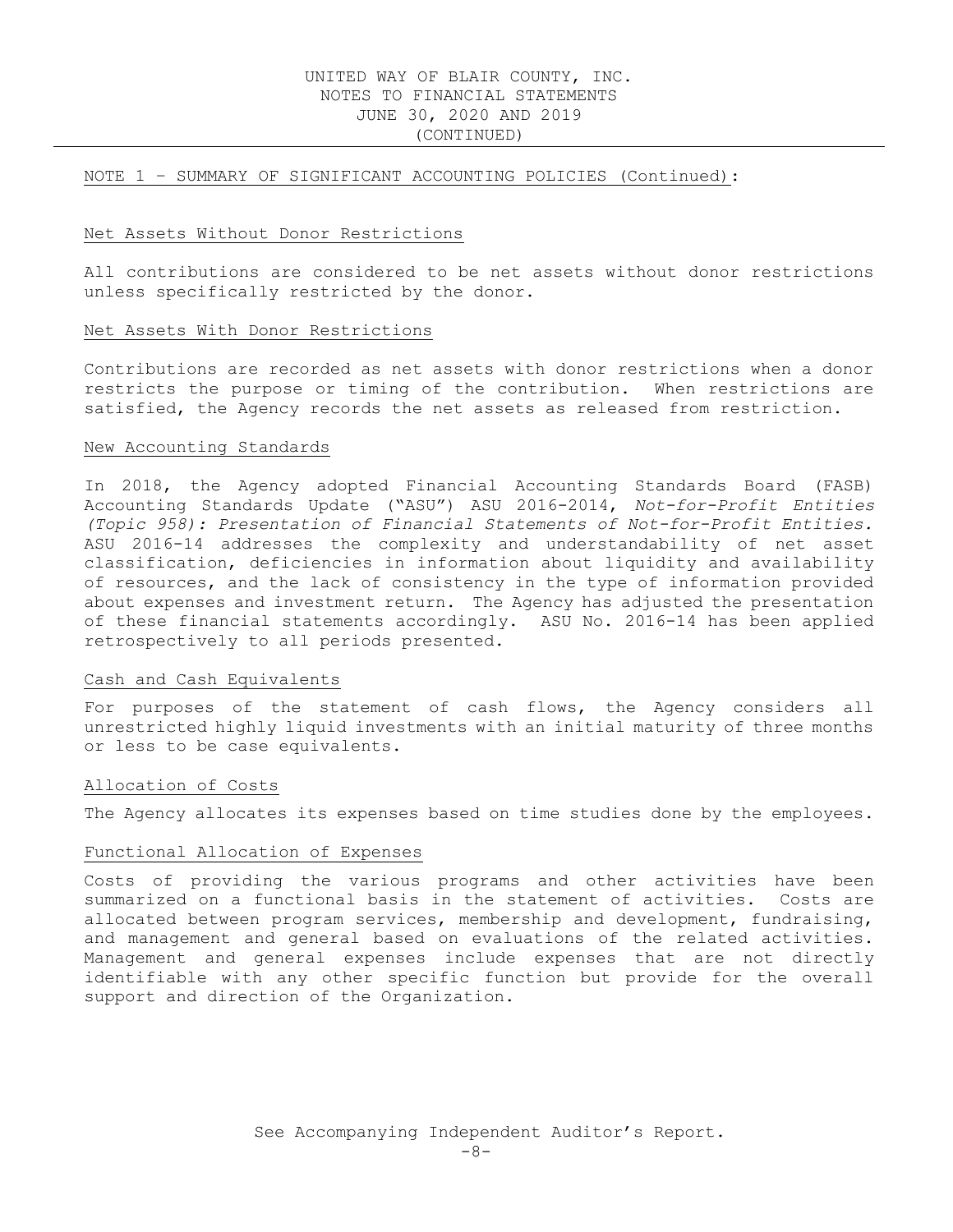## NOTE 1 – SUMMARY OF SIGNIFICANT ACCOUNTING POLICIES (Continued):

### Net Assets Without Donor Restrictions

All contributions are considered to be net assets without donor restrictions unless specifically restricted by the donor.

### Net Assets With Donor Restrictions

Contributions are recorded as net assets with donor restrictions when a donor restricts the purpose or timing of the contribution. When restrictions are satisfied, the Agency records the net assets as released from restriction.

### New Accounting Standards

In 2018, the Agency adopted Financial Accounting Standards Board (FASB) Accounting Standards Update ("ASU") ASU 2016-2014, *Not-for-Profit Entities (Topic 958): Presentation of Financial Statements of Not-for-Profit Entities.* ASU 2016-14 addresses the complexity and understandability of net asset classification, deficiencies in information about liquidity and availability of resources, and the lack of consistency in the type of information provided about expenses and investment return. The Agency has adjusted the presentation of these financial statements accordingly. ASU No. 2016-14 has been applied retrospectively to all periods presented.

### Cash and Cash Equivalents

For purposes of the statement of cash flows, the Agency considers all unrestricted highly liquid investments with an initial maturity of three months or less to be case equivalents.

### Allocation of Costs

The Agency allocates its expenses based on time studies done by the employees.

### Functional Allocation of Expenses

Costs of providing the various programs and other activities have been summarized on a functional basis in the statement of activities. Costs are allocated between program services, membership and development, fundraising, and management and general based on evaluations of the related activities. Management and general expenses include expenses that are not directly identifiable with any other specific function but provide for the overall support and direction of the Organization.

See Accompanying Independent Auditor's Report.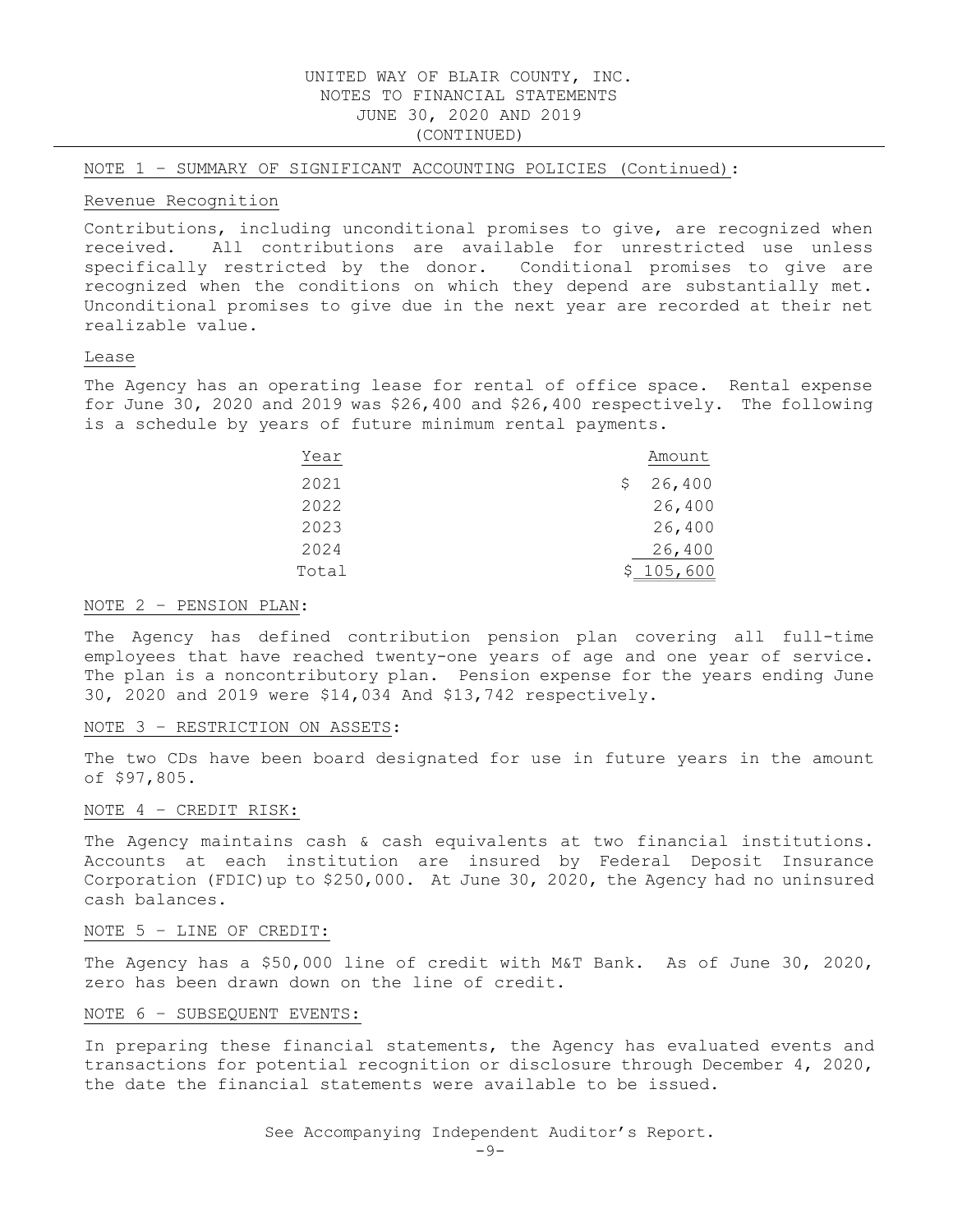UNITED WAY OF BLAIR COUNTY, INC.
NOTES TO FINANCIAL STATEMENTS
JUNE 30, 2020 AND 2019
(CONTINUED)

## NOTE 1 – SUMMARY OF SIGNIFICANT ACCOUNTING POLICIES (Continued):

### Revenue Recognition

Contributions, including unconditional promises to give, are recognized when received. All contributions are available for unrestricted use unless specifically restricted by the donor. Conditional promises to give are recognized when the conditions on which they depend are substantially met. Unconditional promises to give due in the next year are recorded at their net realizable value.

### Lease

The Agency has an operating lease for rental of office space. Rental expense for June 30, 2020 and 2019 was $26,400 and $26,400 respectively. The following is a schedule by years of future minimum rental payments.

| Year | Amount |
|---|---|
| 2021 | $ 26,400 |
| 2022 | 26,400 |
| 2023 | 26,400 |
| 2024 | 26,400 |
| Total | $ 105,600 |

## NOTE 2 – PENSION PLAN:

The Agency has defined contribution pension plan covering all full-time employees that have reached twenty-one years of age and one year of service. The plan is a noncontributory plan. Pension expense for the years ending June 30, 2020 and 2019 were $14,034 And $13,742 respectively.

## NOTE 3 – RESTRICTION ON ASSETS:

The two CDs have been board designated for use in future years in the amount of $97,805.

## NOTE 4 – CREDIT RISK:

The Agency maintains cash & cash equivalents at two financial institutions. Accounts at each institution are insured by Federal Deposit Insurance Corporation (FDIC)up to $250,000. At June 30, 2020, the Agency had no uninsured cash balances.

## NOTE 5 – LINE OF CREDIT:

The Agency has a $50,000 line of credit with M&T Bank. As of June 30, 2020, zero has been drawn down on the line of credit.

## NOTE 6 – SUBSEQUENT EVENTS:

In preparing these financial statements, the Agency has evaluated events and transactions for potential recognition or disclosure through December 4, 2020, the date the financial statements were available to be issued.

See Accompanying Independent Auditor's Report.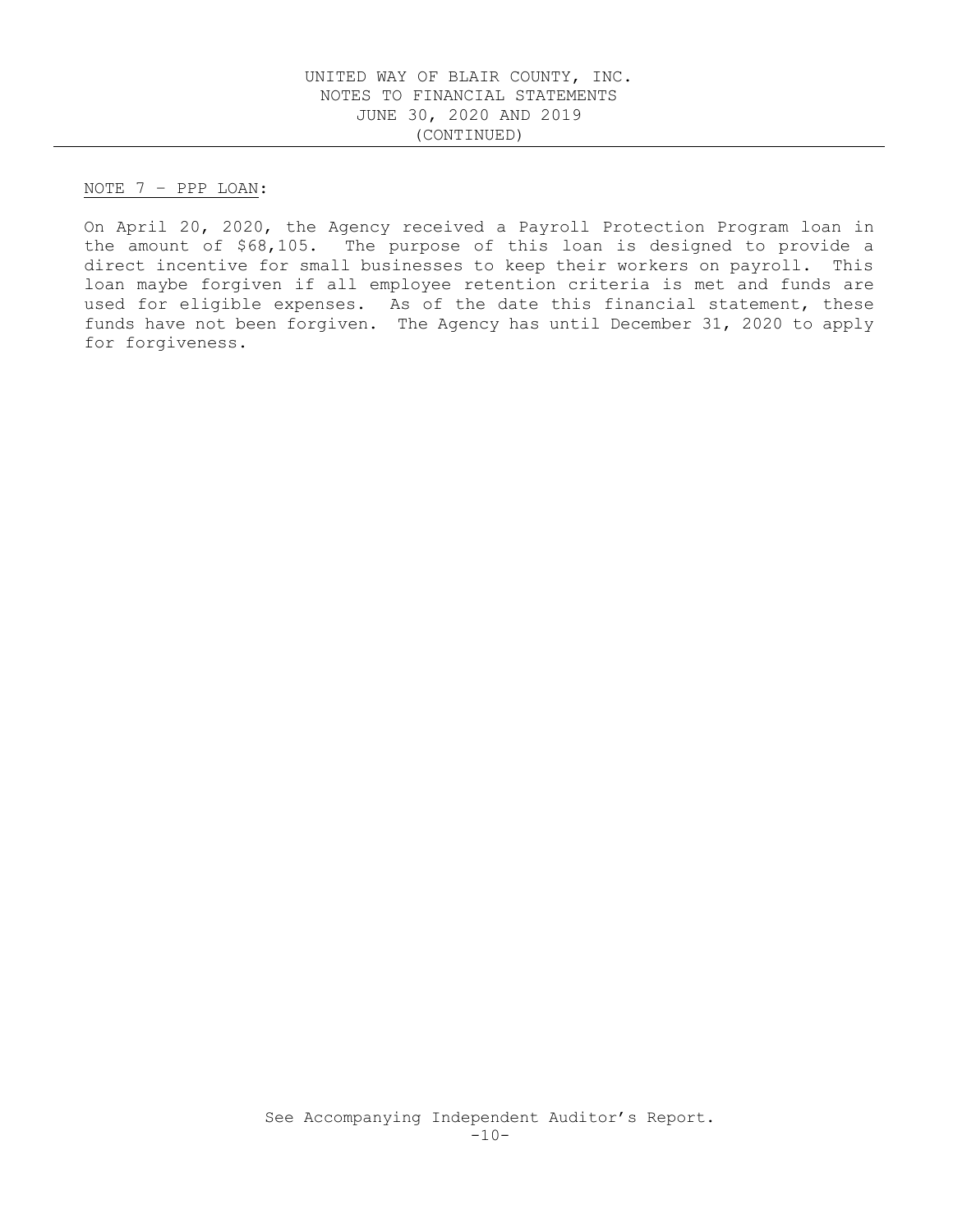NOTE 7 – PPP LOAN:

On April 20, 2020, the Agency received a Payroll Protection Program loan in the amount of $68,105. The purpose of this loan is designed to provide a direct incentive for small businesses to keep their workers on payroll. This loan maybe forgiven if all employee retention criteria is met and funds are used for eligible expenses. As of the date this financial statement, these funds have not been forgiven. The Agency has until December 31, 2020 to apply for forgiveness.

See Accompanying Independent Auditor's Report.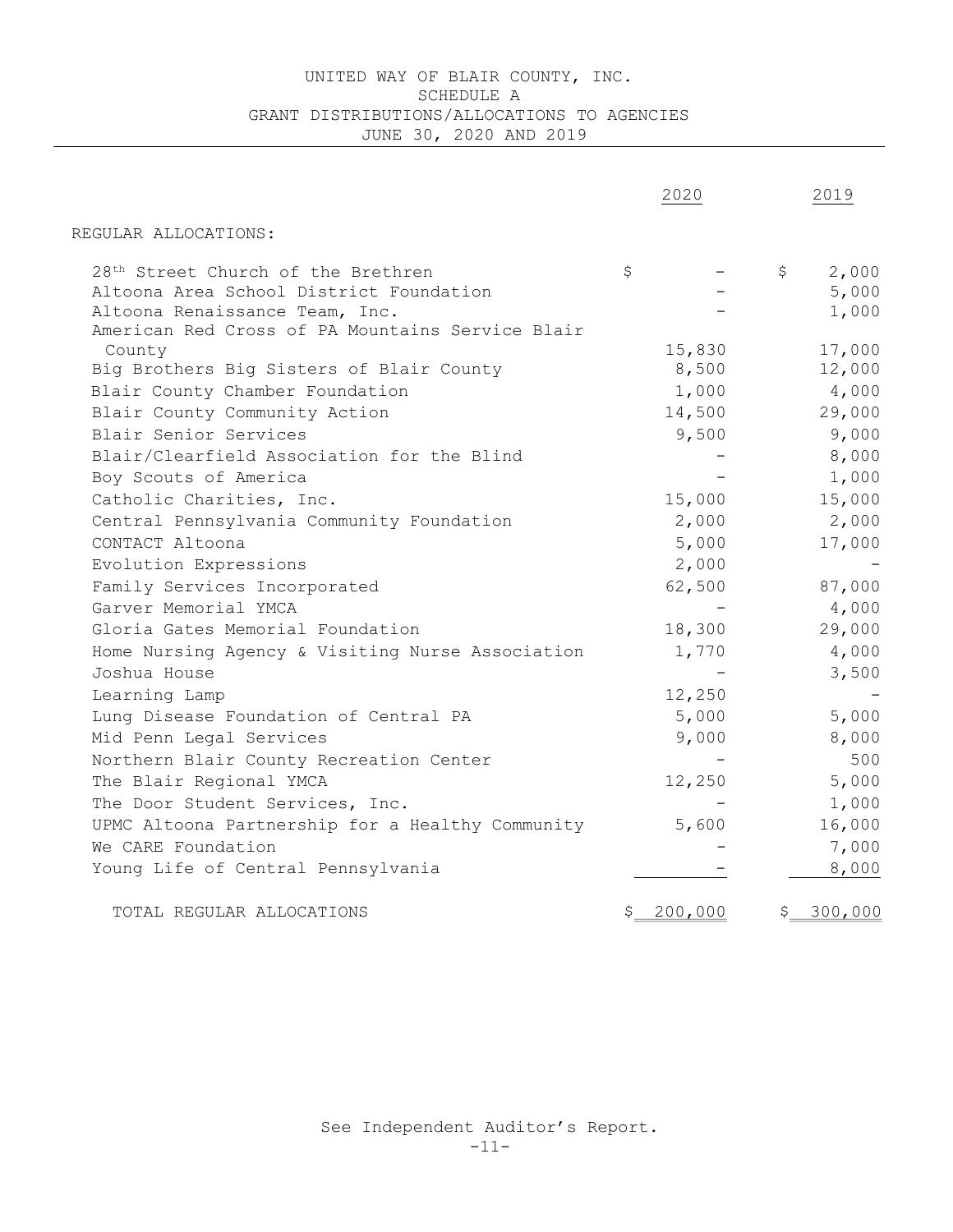# UNITED WAY OF BLAIR COUNTY, INC.
## SCHEDULE A
## GRANT DISTRIBUTIONS/ALLOCATIONS TO AGENCIES
## JUNE 30, 2020 AND 2019

| | 2020 | 2019 |
|---|---|---|
| REGULAR ALLOCATIONS: | | |
| 28th Street Church of the Brethren | $ - | $ 2,000 |
| Altoona Area School District Foundation | - | 5,000 |
| Altoona Renaissance Team, Inc. | - | 1,000 |
| American Red Cross of PA Mountains Service Blair County | 15,830 | 17,000 |
| Big Brothers Big Sisters of Blair County | 8,500 | 12,000 |
| Blair County Chamber Foundation | 1,000 | 4,000 |
| Blair County Community Action | 14,500 | 29,000 |
| Blair Senior Services | 9,500 | 9,000 |
| Blair/Clearfield Association for the Blind | - | 8,000 |
| Boy Scouts of America | - | 1,000 |
| Catholic Charities, Inc. | 15,000 | 15,000 |
| Central Pennsylvania Community Foundation | 2,000 | 2,000 |
| CONTACT Altoona | 5,000 | 17,000 |
| Evolution Expressions | 2,000 | - |
| Family Services Incorporated | 62,500 | 87,000 |
| Garver Memorial YMCA | - | 4,000 |
| Gloria Gates Memorial Foundation | 18,300 | 29,000 |
| Home Nursing Agency & Visiting Nurse Association | 1,770 | 4,000 |
| Joshua House | - | 3,500 |
| Learning Lamp | 12,250 | - |
| Lung Disease Foundation of Central PA | 5,000 | 5,000 |
| Mid Penn Legal Services | 9,000 | 8,000 |
| Northern Blair County Recreation Center | - | 500 |
| The Blair Regional YMCA | 12,250 | 5,000 |
| The Door Student Services, Inc. | - | 1,000 |
| UPMC Altoona Partnership for a Healthy Community | 5,600 | 16,000 |
| We CARE Foundation | - | 7,000 |
| Young Life of Central Pennsylvania | - | 8,000 |
| TOTAL REGULAR ALLOCATIONS | $ 200,000 | $ 300,000 |

See Independent Auditor's Report.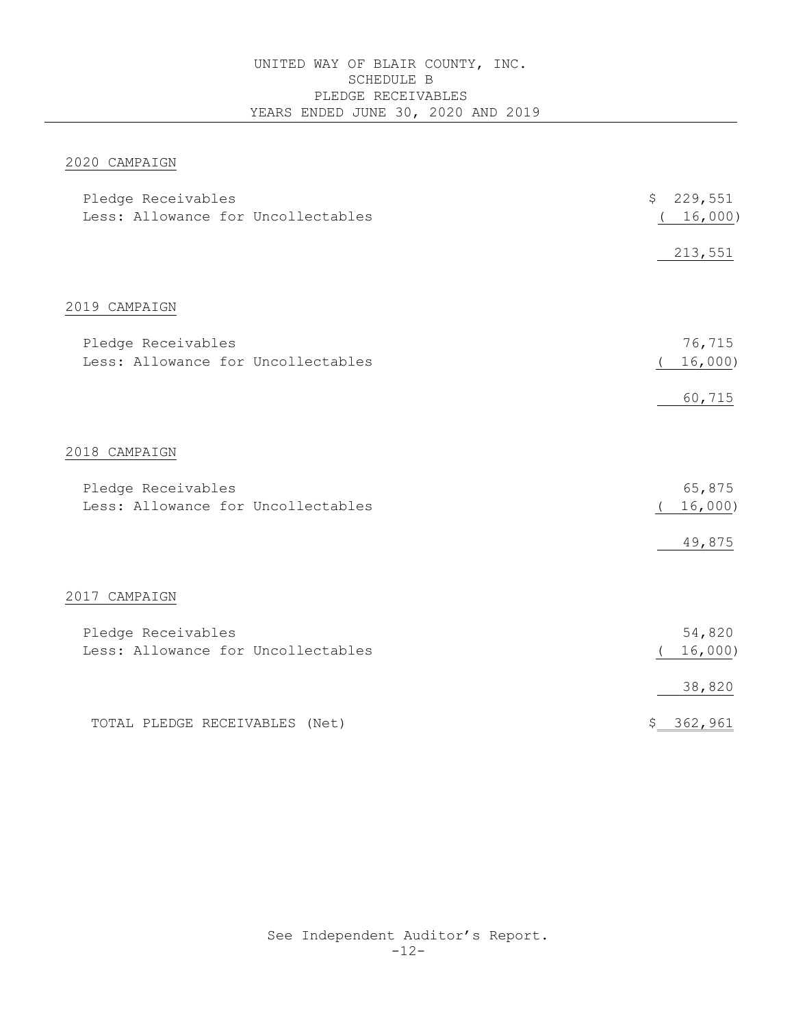# UNITED WAY OF BLAIR COUNTY, INC.
## SCHEDULE B
## PLEDGE RECEIVABLES
## YEARS ENDED JUNE 30, 2020 AND 2019

| | |
|---|---:|
| **2020 CAMPAIGN** | |
| Pledge Receivables | $ 229,551 |
| Less: Allowance for Uncollectables | ( 16,000) |
| | 213,551 |
| **2019 CAMPAIGN** | |
| Pledge Receivables | 76,715 |
| Less: Allowance for Uncollectables | ( 16,000) |
| | 60,715 |
| **2018 CAMPAIGN** | |
| Pledge Receivables | 65,875 |
| Less: Allowance for Uncollectables | ( 16,000) |
| | 49,875 |
| **2017 CAMPAIGN** | |
| Pledge Receivables | 54,820 |
| Less: Allowance for Uncollectables | ( 16,000) |
| | 38,820 |
| TOTAL PLEDGE RECEIVABLES (Net) | $ 362,961 |

See Independent Auditor's Report.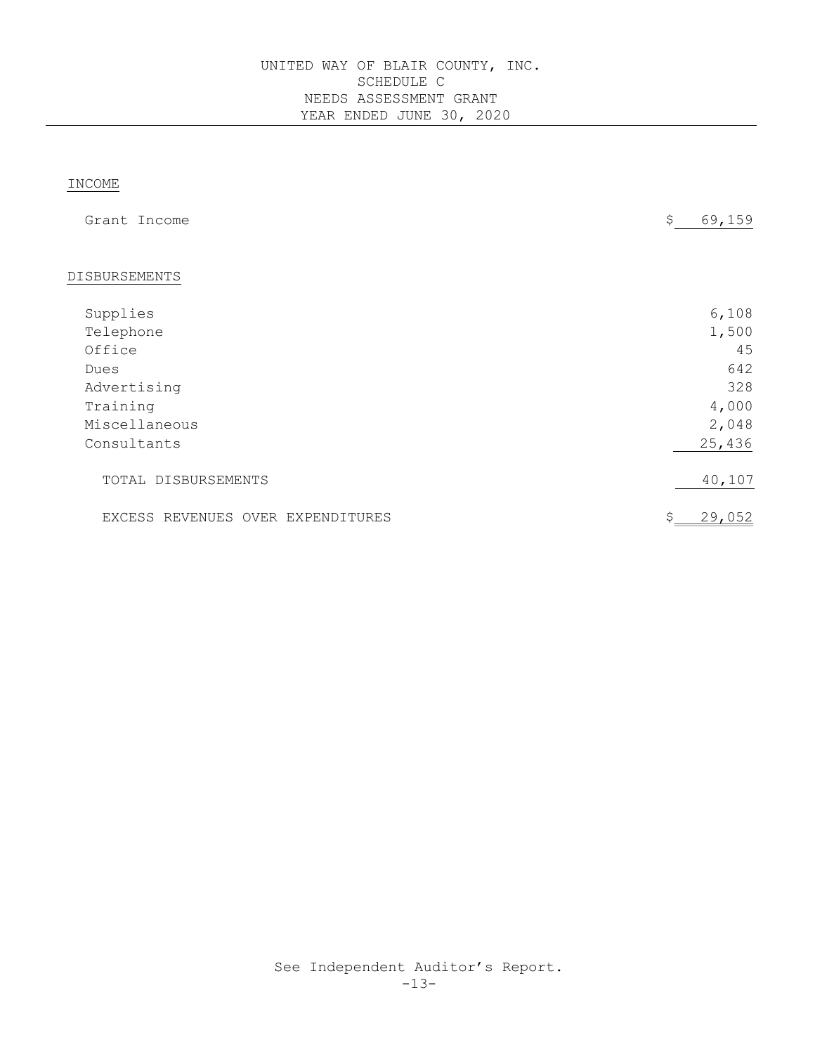# UNITED WAY OF BLAIR COUNTY, INC.
## SCHEDULE C
## NEEDS ASSESSMENT GRANT
## YEAR ENDED JUNE 30, 2020

| | |
|---|---|
| INCOME | |
| Grant Income | $ 69,159 |
| | |
| DISBURSEMENTS | |
| Supplies | 6,108 |
| Telephone | 1,500 |
| Office | 45 |
| Dues | 642 |
| Advertising | 328 |
| Training | 4,000 |
| Miscellaneous | 2,048 |
| Consultants | 25,436 |
| TOTAL DISBURSEMENTS | 40,107 |
| EXCESS REVENUES OVER EXPENDITURES | $ 29,052 |

See Independent Auditor's Report.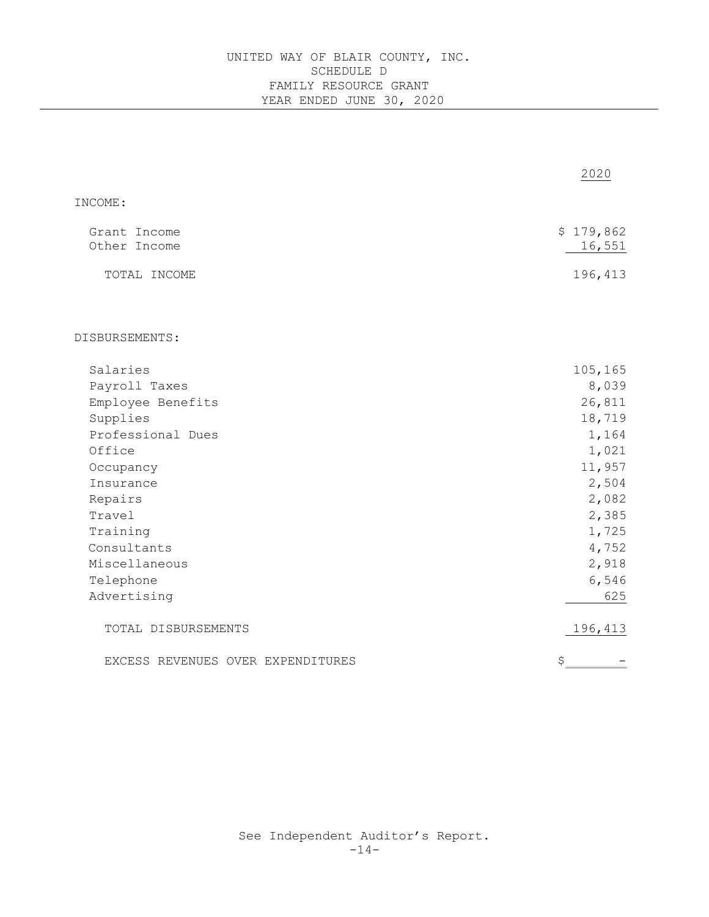# UNITED WAY OF BLAIR COUNTY, INC.
## SCHEDULE D
## FAMILY RESOURCE GRANT
## YEAR ENDED JUNE 30, 2020

| | 2020 |
|---|---:|
| INCOME: | |
| Grant Income | $ 179,862 |
| Other Income | 16,551 |
| TOTAL INCOME | 196,413 |
| | |
| DISBURSEMENTS: | |
| Salaries | 105,165 |
| Payroll Taxes | 8,039 |
| Employee Benefits | 26,811 |
| Supplies | 18,719 |
| Professional Dues | 1,164 |
| Office | 1,021 |
| Occupancy | 11,957 |
| Insurance | 2,504 |
| Repairs | 2,082 |
| Travel | 2,385 |
| Training | 1,725 |
| Consultants | 4,752 |
| Miscellaneous | 2,918 |
| Telephone | 6,546 |
| Advertising | 625 |
| TOTAL DISBURSEMENTS | 196,413 |
| EXCESS REVENUES OVER EXPENDITURES | $ - |

See Independent Auditor's Report.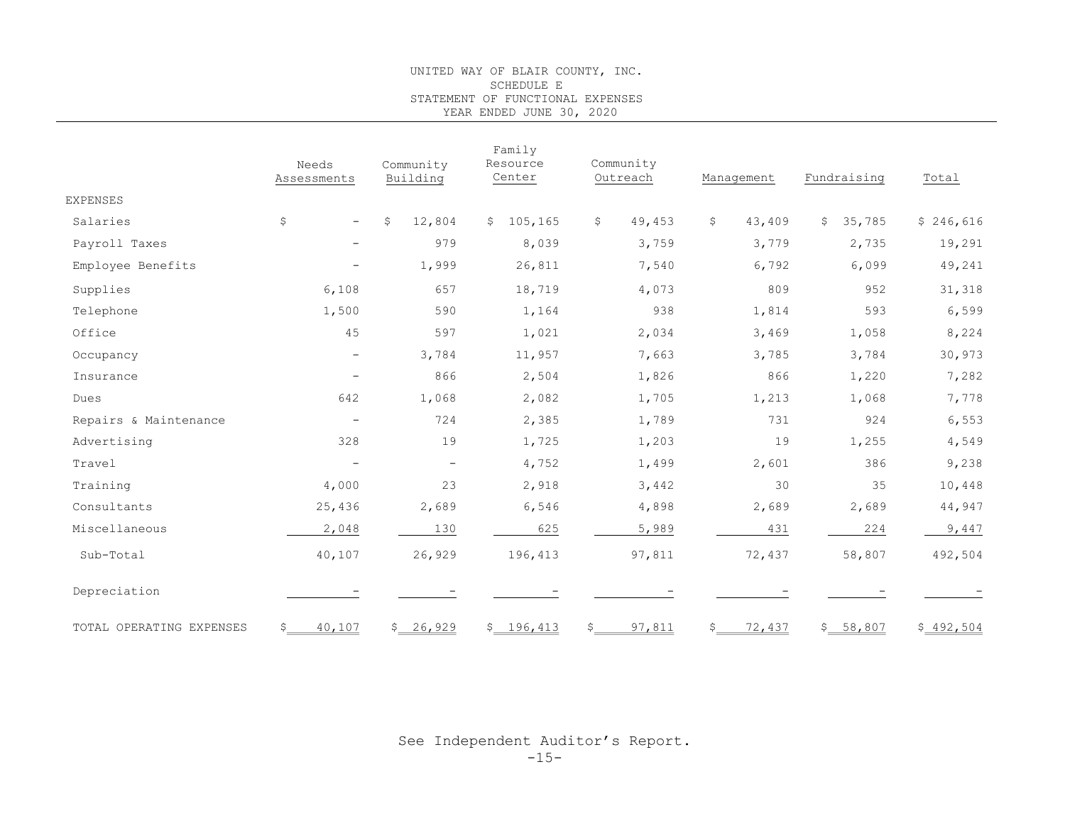UNITED WAY OF BLAIR COUNTY, INC.
SCHEDULE E
STATEMENT OF FUNCTIONAL EXPENSES
YEAR ENDED JUNE 30, 2020

| | Needs Assessments | Community Building | Family Resource Center | Community Outreach | Management | Fundraising | Total |
|---|---|---|---|---|---|---|---|
| EXPENSES | | | | | | | |
| Salaries | $ - | $ 12,804 | $ 105,165 | $ 49,453 | $ 43,409 | $ 35,785 | $ 246,616 |
| Payroll Taxes | - | 979 | 8,039 | 3,759 | 3,779 | 2,735 | 19,291 |
| Employee Benefits | - | 1,999 | 26,811 | 7,540 | 6,792 | 6,099 | 49,241 |
| Supplies | 6,108 | 657 | 18,719 | 4,073 | 809 | 952 | 31,318 |
| Telephone | 1,500 | 590 | 1,164 | 938 | 1,814 | 593 | 6,599 |
| Office | 45 | 597 | 1,021 | 2,034 | 3,469 | 1,058 | 8,224 |
| Occupancy | - | 3,784 | 11,957 | 7,663 | 3,785 | 3,784 | 30,973 |
| Insurance | - | 866 | 2,504 | 1,826 | 866 | 1,220 | 7,282 |
| Dues | 642 | 1,068 | 2,082 | 1,705 | 1,213 | 1,068 | 7,778 |
| Repairs & Maintenance | - | 724 | 2,385 | 1,789 | 731 | 924 | 6,553 |
| Advertising | 328 | 19 | 1,725 | 1,203 | 19 | 1,255 | 4,549 |
| Travel | - | - | 4,752 | 1,499 | 2,601 | 386 | 9,238 |
| Training | 4,000 | 23 | 2,918 | 3,442 | 30 | 35 | 10,448 |
| Consultants | 25,436 | 2,689 | 6,546 | 4,898 | 2,689 | 2,689 | 44,947 |
| Miscellaneous | 2,048 | 130 | 625 | 5,989 | 431 | 224 | 9,447 |
| Sub-Total | 40,107 | 26,929 | 196,413 | 97,811 | 72,437 | 58,807 | 492,504 |
| Depreciation | - | - | - | - | - | - | - |
| TOTAL OPERATING EXPENSES | $ 40,107 | $ 26,929 | $ 196,413 | $ 97,811 | $ 72,437 | $ 58,807 | $ 492,504 |

See Independent Auditor's Report.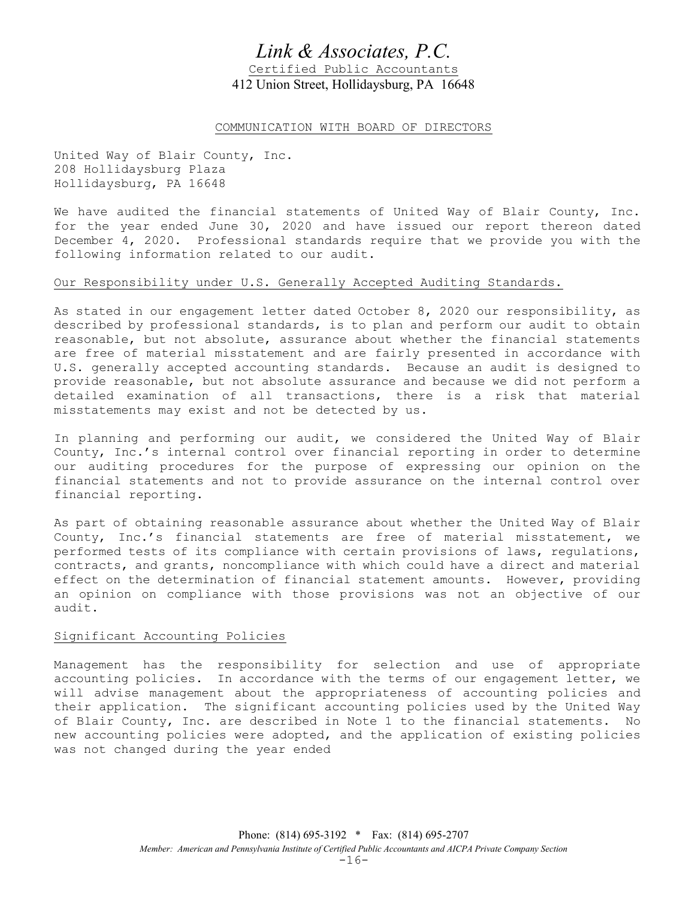# *Link & Associates, P.C.*

Certified Public Accountants

412 Union Street, Hollidaysburg, PA 16648

COMMUNICATION WITH BOARD OF DIRECTORS

United Way of Blair County, Inc.
208 Hollidaysburg Plaza
Hollidaysburg, PA 16648

We have audited the financial statements of United Way of Blair County, Inc. for the year ended June 30, 2020 and have issued our report thereon dated December 4, 2020. Professional standards require that we provide you with the following information related to our audit.

Our Responsibility under U.S. Generally Accepted Auditing Standards.

As stated in our engagement letter dated October 8, 2020 our responsibility, as described by professional standards, is to plan and perform our audit to obtain reasonable, but not absolute, assurance about whether the financial statements are free of material misstatement and are fairly presented in accordance with U.S. generally accepted accounting standards. Because an audit is designed to provide reasonable, but not absolute assurance and because we did not perform a detailed examination of all transactions, there is a risk that material misstatements may exist and not be detected by us.

In planning and performing our audit, we considered the United Way of Blair County, Inc.'s internal control over financial reporting in order to determine our auditing procedures for the purpose of expressing our opinion on the financial statements and not to provide assurance on the internal control over financial reporting.

As part of obtaining reasonable assurance about whether the United Way of Blair County, Inc.'s financial statements are free of material misstatement, we performed tests of its compliance with certain provisions of laws, regulations, contracts, and grants, noncompliance with which could have a direct and material effect on the determination of financial statement amounts. However, providing an opinion on compliance with those provisions was not an objective of our audit.

Significant Accounting Policies

Management has the responsibility for selection and use of appropriate accounting policies. In accordance with the terms of our engagement letter, we will advise management about the appropriateness of accounting policies and their application. The significant accounting policies used by the United Way of Blair County, Inc. are described in Note 1 to the financial statements. No new accounting policies were adopted, and the application of existing policies was not changed during the year ended

Phone: (814) 695-3192 * Fax: (814) 695-2707

*Member: American and Pennsylvania Institute of Certified Public Accountants and AICPA Private Company Section*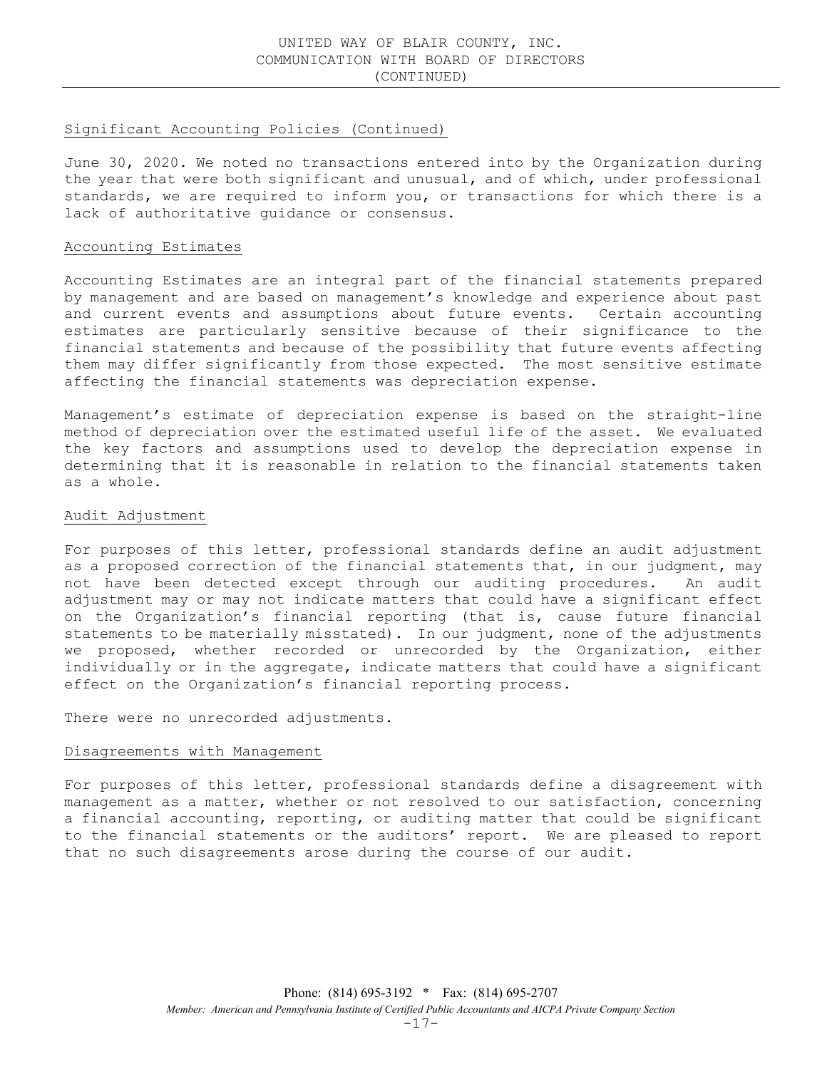## Significant Accounting Policies (Continued)

June 30, 2020. We noted no transactions entered into by the Organization during the year that were both significant and unusual, and of which, under professional standards, we are required to inform you, or transactions for which there is a lack of authoritative guidance or consensus.

## Accounting Estimates

Accounting Estimates are an integral part of the financial statements prepared by management and are based on management's knowledge and experience about past and current events and assumptions about future events. Certain accounting estimates are particularly sensitive because of their significance to the financial statements and because of the possibility that future events affecting them may differ significantly from those expected. The most sensitive estimate affecting the financial statements was depreciation expense.

Management's estimate of depreciation expense is based on the straight-line method of depreciation over the estimated useful life of the asset. We evaluated the key factors and assumptions used to develop the depreciation expense in determining that it is reasonable in relation to the financial statements taken as a whole.

## Audit Adjustment

For purposes of this letter, professional standards define an audit adjustment as a proposed correction of the financial statements that, in our judgment, may not have been detected except through our auditing procedures. An audit adjustment may or may not indicate matters that could have a significant effect on the Organization's financial reporting (that is, cause future financial statements to be materially misstated). In our judgment, none of the adjustments we proposed, whether recorded or unrecorded by the Organization, either individually or in the aggregate, indicate matters that could have a significant effect on the Organization's financial reporting process.

There were no unrecorded adjustments.

## Disagreements with Management

For purposes of this letter, professional standards define a disagreement with management as a matter, whether or not resolved to our satisfaction, concerning a financial accounting, reporting, or auditing matter that could be significant to the financial statements or the auditors' report. We are pleased to report that no such disagreements arose during the course of our audit.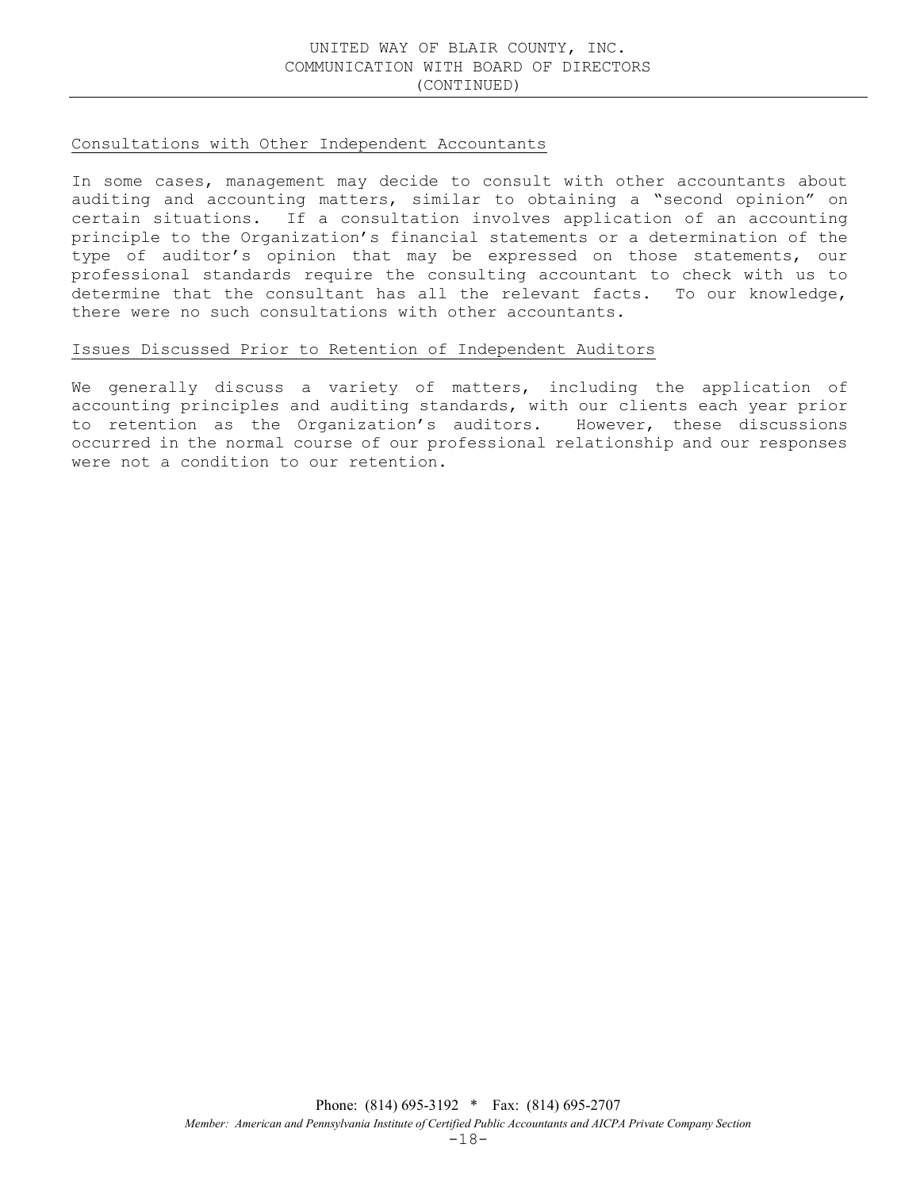### Consultations with Other Independent Accountants

In some cases, management may decide to consult with other accountants about auditing and accounting matters, similar to obtaining a "second opinion" on certain situations. If a consultation involves application of an accounting principle to the Organization's financial statements or a determination of the type of auditor's opinion that may be expressed on those statements, our professional standards require the consulting accountant to check with us to determine that the consultant has all the relevant facts. To our knowledge, there were no such consultations with other accountants.

### Issues Discussed Prior to Retention of Independent Auditors

We generally discuss a variety of matters, including the application of accounting principles and auditing standards, with our clients each year prior to retention as the Organization's auditors. However, these discussions occurred in the normal course of our professional relationship and our responses were not a condition to our retention.